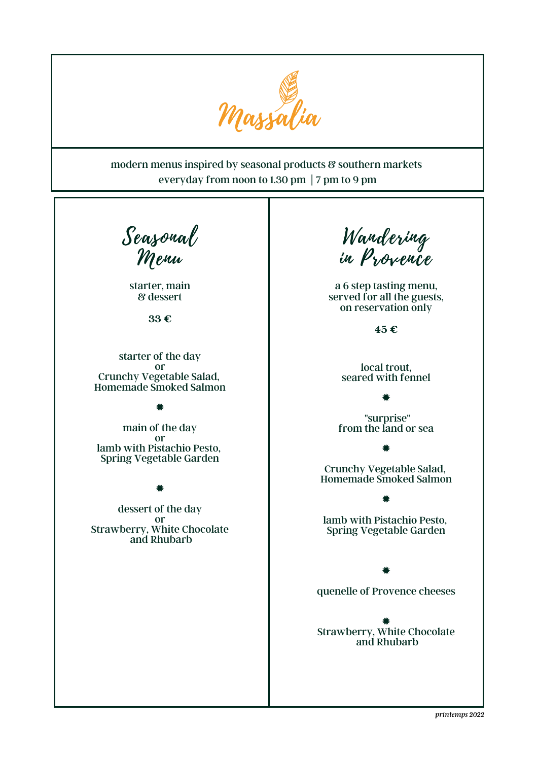# Massalia

modern menus inspired by seasonal products & southern markets
everyday from noon to 1.30 pm | 7 pm to 9 pm

## Seasonal Menu

starter, main
& dessert

**33 €**

starter of the day
or
Crunchy Vegetable Salad,
Homemade Smoked Salmon

✹

main of the day
or
lamb with Pistachio Pesto,
Spring Vegetable Garden

✹

dessert of the day
or
Strawberry, White Chocolate
and Rhubarb

## Wandering in Provence

a 6 step tasting menu,
served for all the guests,
on reservation only

**45 €**

local trout,
seared with fennel

✹

"surprise"
from the land or sea

✹

Crunchy Vegetable Salad,
Homemade Smoked Salmon

✹

lamb with Pistachio Pesto,
Spring Vegetable Garden

✹

quenelle of Provence cheeses

✹

Strawberry, White Chocolate
and Rhubarb

*printemps 2022*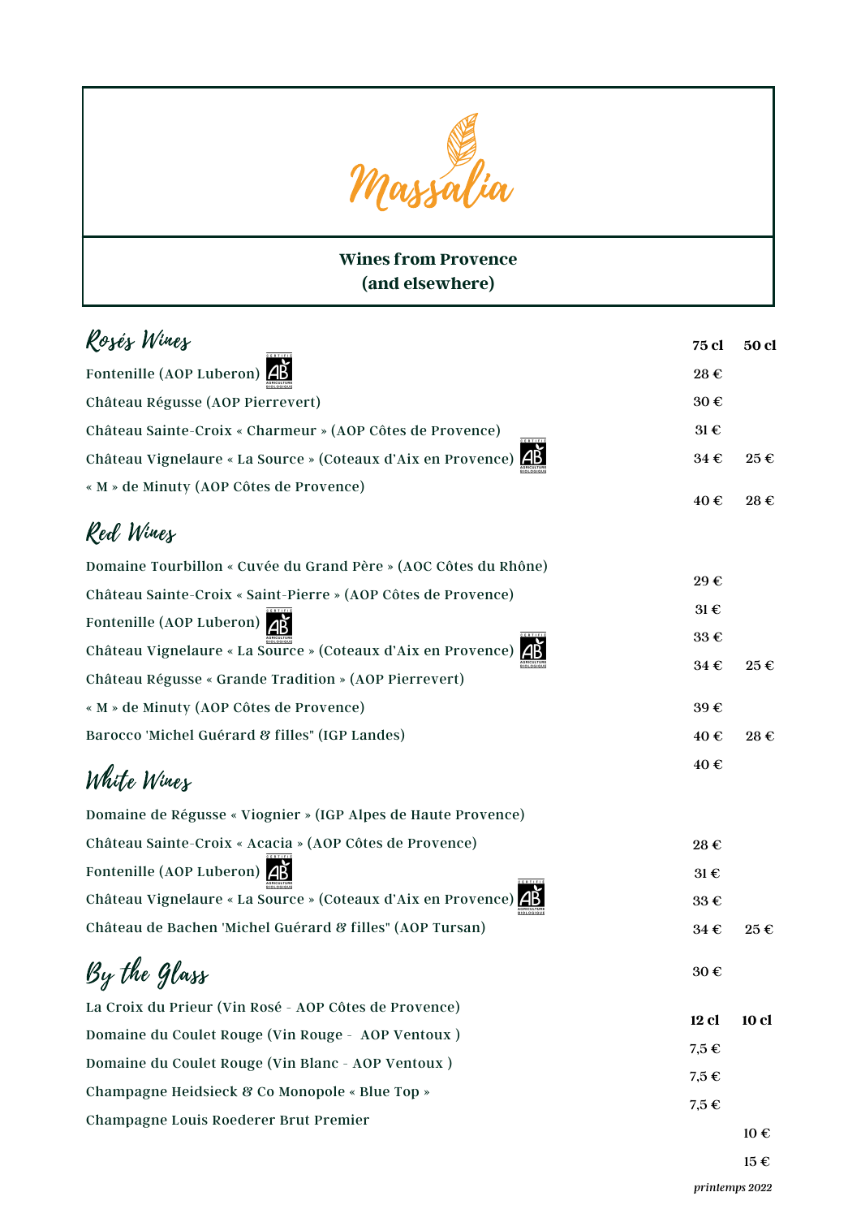# Massalia

**Wines from Provence**
**(and elsewhere)**

## Rosés Wines

| | 75 cl | 50 cl |
|---|---|---|
| Fontenille (AOP Luberon) | 28 € | |
| Château Régusse (AOP Pierrevert) | 30 € | |
| Château Sainte-Croix « Charmeur » (AOP Côtes de Provence) | 31 € | |
| Château Vignelaure « La Source » (Coteaux d'Aix en Provence) | 34 € | 25 € |
| « M » de Minuty (AOP Côtes de Provence) | 40 € | 28 € |

## Red Wines

| | 75 cl | 50 cl |
|---|---|---|
| Domaine Tourbillon « Cuvée du Grand Père » (AOC Côtes du Rhône) | 29 € | |
| Château Sainte-Croix « Saint-Pierre » (AOP Côtes de Provence) | 31 € | |
| Fontenille (AOP Luberon) | 33 € | |
| Château Vignelaure « La Source » (Coteaux d'Aix en Provence) | 34 € | 25 € |
| Château Régusse « Grande Tradition » (AOP Pierrevert) | 39 € | |
| « M » de Minuty (AOP Côtes de Provence) | 40 € | 28 € |
| Barocco 'Michel Guérard & filles" (IGP Landes) | 40 € | |

## White Wines

| | 75 cl | 50 cl |
|---|---|---|
| Domaine de Régusse « Viognier » (IGP Alpes de Haute Provence) | 28 € | |
| Château Sainte-Croix « Acacia » (AOP Côtes de Provence) | 31 € | |
| Fontenille (AOP Luberon) | 33 € | |
| Château Vignelaure « La Source » (Coteaux d'Aix en Provence) | 34 € | 25 € |
| Château de Bachen 'Michel Guérard & filles" (AOP Tursan) | 30 € | |

## By the Glass

| | 12 cl | 10 cl |
|---|---|---|
| La Croix du Prieur (Vin Rosé - AOP Côtes de Provence) | 7,5 € | |
| Domaine du Coulet Rouge (Vin Rouge - AOP Ventoux ) | 7,5 € | |
| Domaine du Coulet Rouge (Vin Blanc - AOP Ventoux ) | 7,5 € | |
| Champagne Heidsieck & Co Monopole « Blue Top » | | 10 € |
| Champagne Louis Roederer Brut Premier | | 15 € |

*printemps 2022*